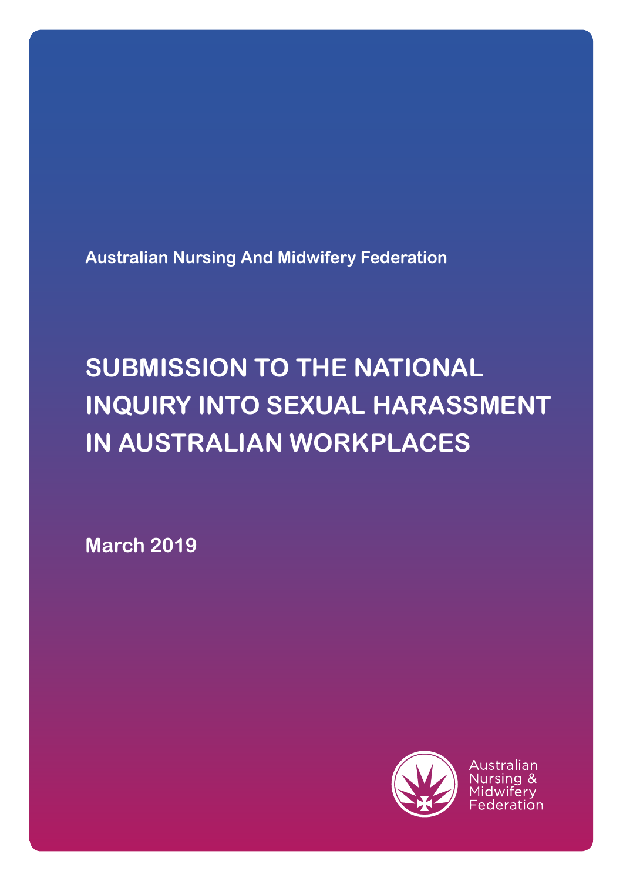Australian Nursing And Midwifery Federation

# SUBMISSION TO THE NATIONAL INQUIRY INTO SEXUAL HARASSMENT IN AUSTRALIAN WORKPLACES

March 2019

Australian Nursing & Midwifery Federation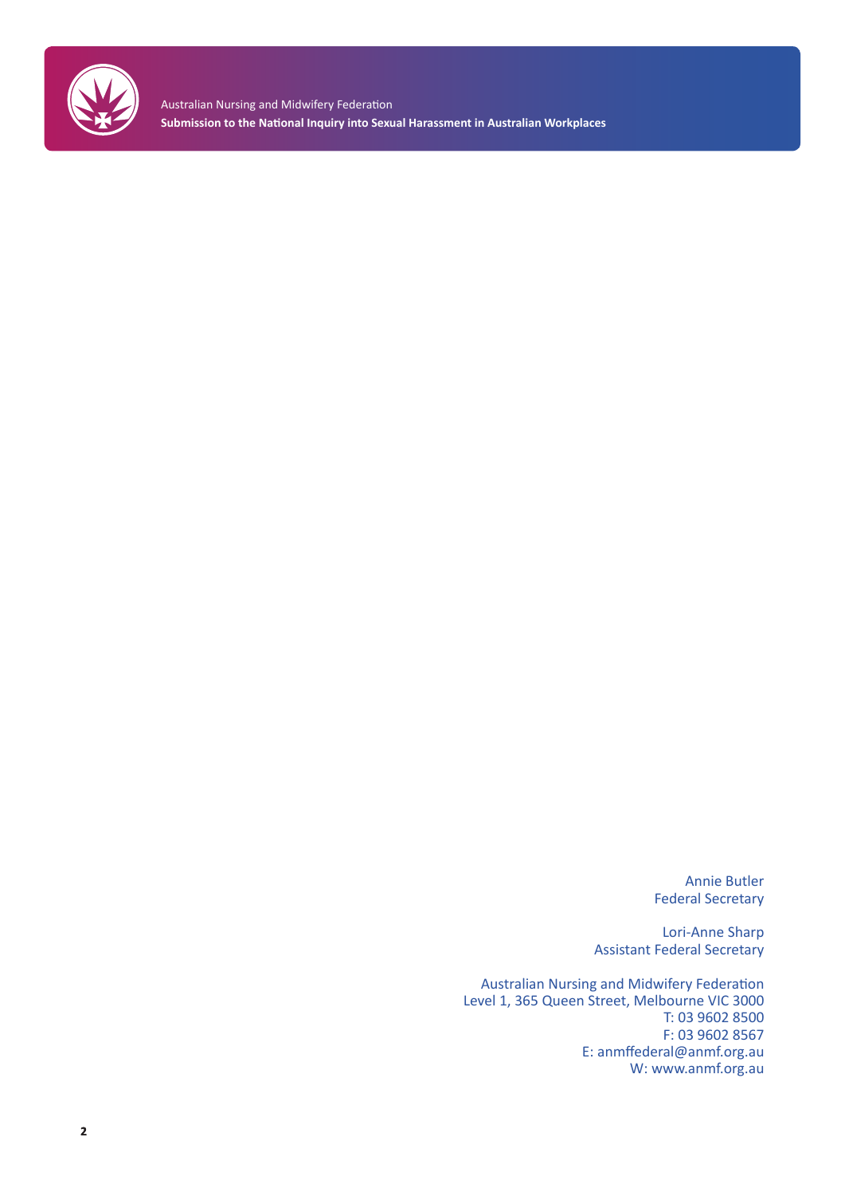Annie Butler
Federal Secretary

Lori-Anne Sharp
Assistant Federal Secretary

Australian Nursing and Midwifery Federation
Level 1, 365 Queen Street, Melbourne VIC 3000
T: 03 9602 8500
F: 03 9602 8567
E: anmffederal@anmf.org.au
W: www.anmf.org.au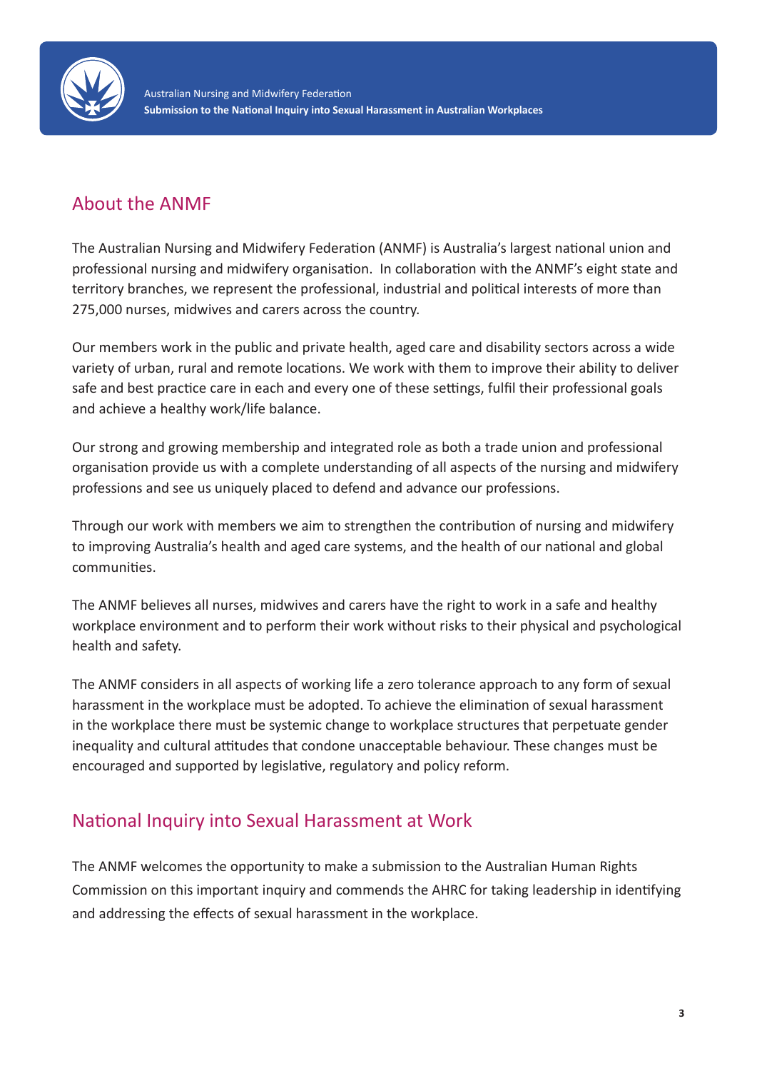## About the ANMF

The Australian Nursing and Midwifery Federation (ANMF) is Australia's largest national union and professional nursing and midwifery organisation. In collaboration with the ANMF's eight state and territory branches, we represent the professional, industrial and political interests of more than 275,000 nurses, midwives and carers across the country.

Our members work in the public and private health, aged care and disability sectors across a wide variety of urban, rural and remote locations. We work with them to improve their ability to deliver safe and best practice care in each and every one of these settings, fulfil their professional goals and achieve a healthy work/life balance.

Our strong and growing membership and integrated role as both a trade union and professional organisation provide us with a complete understanding of all aspects of the nursing and midwifery professions and see us uniquely placed to defend and advance our professions.

Through our work with members we aim to strengthen the contribution of nursing and midwifery to improving Australia's health and aged care systems, and the health of our national and global communities.

The ANMF believes all nurses, midwives and carers have the right to work in a safe and healthy workplace environment and to perform their work without risks to their physical and psychological health and safety.

The ANMF considers in all aspects of working life a zero tolerance approach to any form of sexual harassment in the workplace must be adopted. To achieve the elimination of sexual harassment in the workplace there must be systemic change to workplace structures that perpetuate gender inequality and cultural attitudes that condone unacceptable behaviour. These changes must be encouraged and supported by legislative, regulatory and policy reform.

## National Inquiry into Sexual Harassment at Work

The ANMF welcomes the opportunity to make a submission to the Australian Human Rights Commission on this important inquiry and commends the AHRC for taking leadership in identifying and addressing the effects of sexual harassment in the workplace.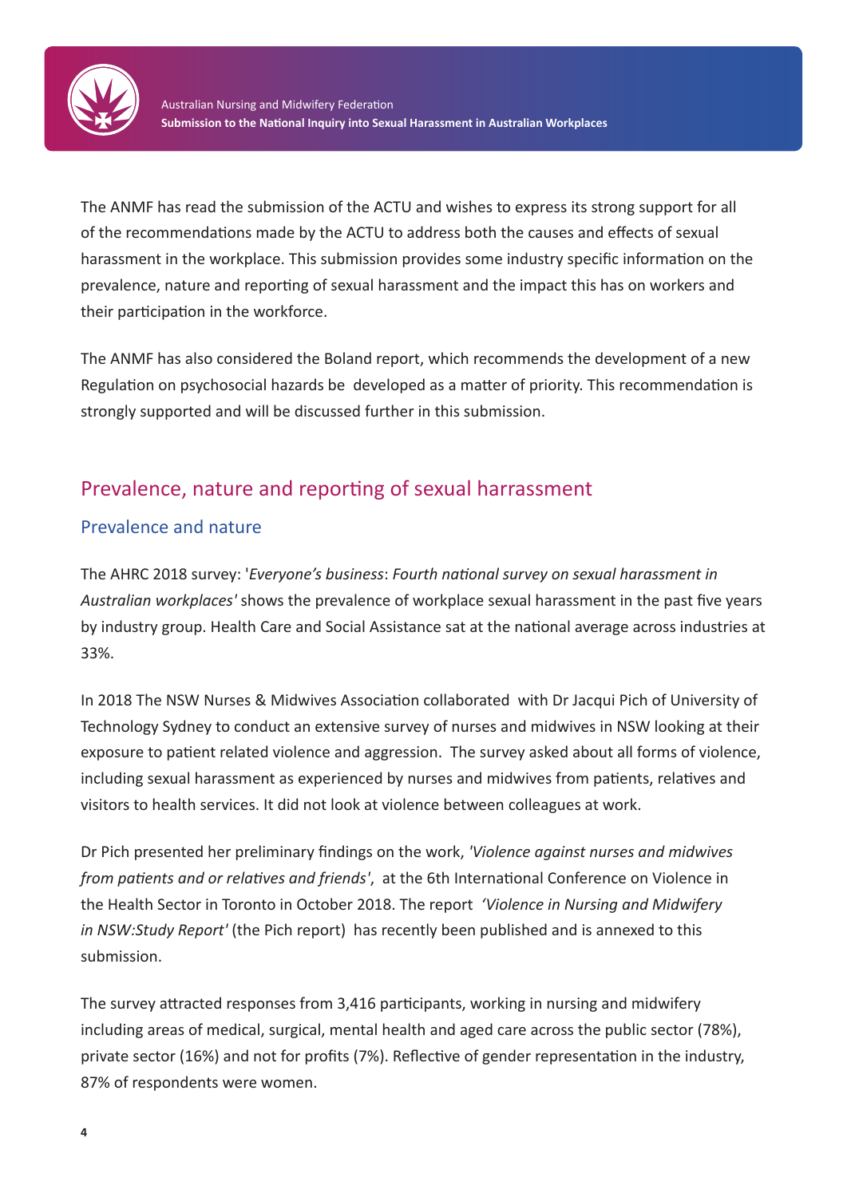The ANMF has read the submission of the ACTU and wishes to express its strong support for all of the recommendations made by the ACTU to address both the causes and effects of sexual harassment in the workplace. This submission provides some industry specific information on the prevalence, nature and reporting of sexual harassment and the impact this has on workers and their participation in the workforce.

The ANMF has also considered the Boland report, which recommends the development of a new Regulation on psychosocial hazards be developed as a matter of priority. This recommendation is strongly supported and will be discussed further in this submission.

## Prevalence, nature and reporting of sexual harrassment

### Prevalence and nature

The AHRC 2018 survey: '*Everyone's business*: *Fourth national survey on sexual harassment in Australian workplaces'* shows the prevalence of workplace sexual harassment in the past five years by industry group. Health Care and Social Assistance sat at the national average across industries at 33%.

In 2018 The NSW Nurses & Midwives Association collaborated with Dr Jacqui Pich of University of Technology Sydney to conduct an extensive survey of nurses and midwives in NSW looking at their exposure to patient related violence and aggression. The survey asked about all forms of violence, including sexual harassment as experienced by nurses and midwives from patients, relatives and visitors to health services. It did not look at violence between colleagues at work.

Dr Pich presented her preliminary findings on the work, *'Violence against nurses and midwives from patients and or relatives and friends'*, at the 6th International Conference on Violence in the Health Sector in Toronto in October 2018. The report *'Violence in Nursing and Midwifery in NSW:Study Report'* (the Pich report) has recently been published and is annexed to this submission.

The survey attracted responses from 3,416 participants, working in nursing and midwifery including areas of medical, surgical, mental health and aged care across the public sector (78%), private sector (16%) and not for profits (7%). Reflective of gender representation in the industry, 87% of respondents were women.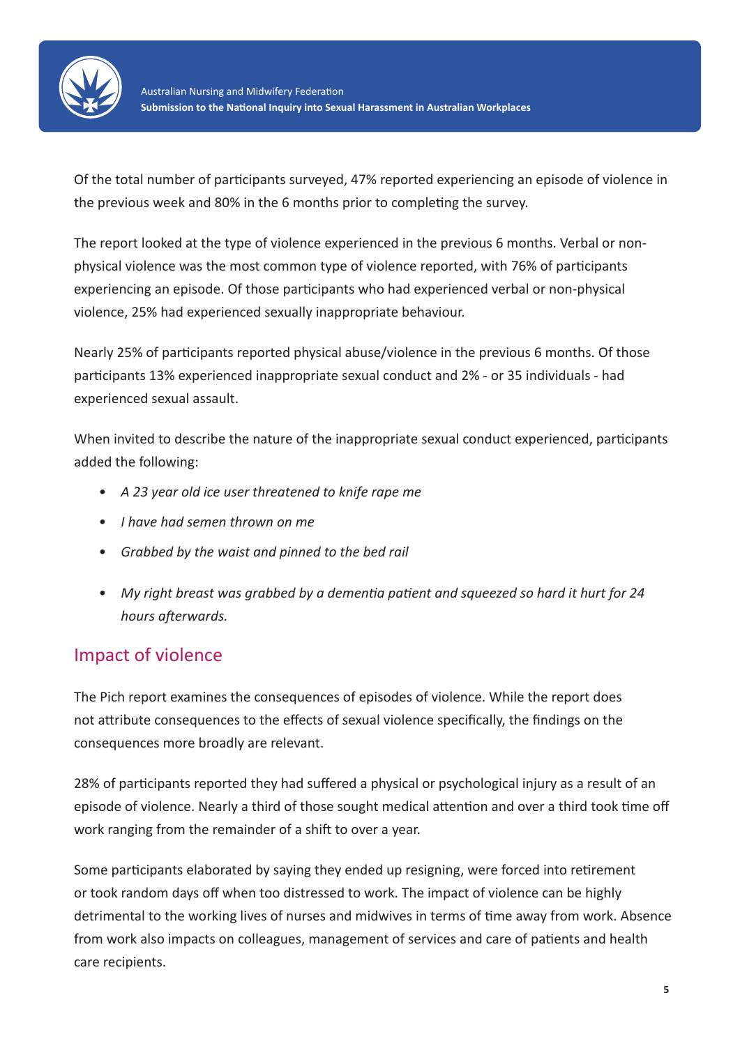Of the total number of participants surveyed, 47% reported experiencing an episode of violence in the previous week and 80% in the 6 months prior to completing the survey.

The report looked at the type of violence experienced in the previous 6 months. Verbal or non-physical violence was the most common type of violence reported, with 76% of participants experiencing an episode. Of those participants who had experienced verbal or non-physical violence, 25% had experienced sexually inappropriate behaviour.

Nearly 25% of participants reported physical abuse/violence in the previous 6 months. Of those participants 13% experienced inappropriate sexual conduct and 2% - or 35 individuals - had experienced sexual assault.

When invited to describe the nature of the inappropriate sexual conduct experienced, participants added the following:

- *A 23 year old ice user threatened to knife rape me*
- *I have had semen thrown on me*
- *Grabbed by the waist and pinned to the bed rail*
- *My right breast was grabbed by a dementia patient and squeezed so hard it hurt for 24 hours afterwards.*

## Impact of violence

The Pich report examines the consequences of episodes of violence. While the report does not attribute consequences to the effects of sexual violence specifically, the findings on the consequences more broadly are relevant.

28% of participants reported they had suffered a physical or psychological injury as a result of an episode of violence. Nearly a third of those sought medical attention and over a third took time off work ranging from the remainder of a shift to over a year.

Some participants elaborated by saying they ended up resigning, were forced into retirement or took random days off when too distressed to work. The impact of violence can be highly detrimental to the working lives of nurses and midwives in terms of time away from work. Absence from work also impacts on colleagues, management of services and care of patients and health care recipients.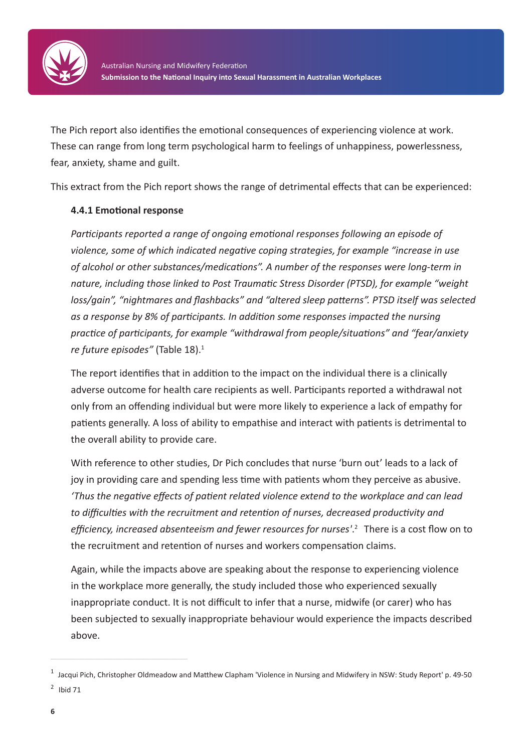The Pich report also identifies the emotional consequences of experiencing violence at work. These can range from long term psychological harm to feelings of unhappiness, powerlessness, fear, anxiety, shame and guilt.

This extract from the Pich report shows the range of detrimental effects that can be experienced:

> **4.4.1 Emotional response**
>
> *Participants reported a range of ongoing emotional responses following an episode of violence, some of which indicated negative coping strategies, for example "increase in use of alcohol or other substances/medications". A number of the responses were long-term in nature, including those linked to Post Traumatic Stress Disorder (PTSD), for example "weight loss/gain", "nightmares and flashbacks" and "altered sleep patterns". PTSD itself was selected as a response by 8% of participants. In addition some responses impacted the nursing practice of participants, for example "withdrawal from people/situations" and "fear/anxiety re future episodes"* (Table 18).[1]
>
> The report identifies that in addition to the impact on the individual there is a clinically adverse outcome for health care recipients as well. Participants reported a withdrawal not only from an offending individual but were more likely to experience a lack of empathy for patients generally. A loss of ability to empathise and interact with patients is detrimental to the overall ability to provide care.
>
> With reference to other studies, Dr Pich concludes that nurse 'burn out' leads to a lack of joy in providing care and spending less time with patients whom they perceive as abusive. *'Thus the negative effects of patient related violence extend to the workplace and can lead to difficulties with the recruitment and retention of nurses, decreased productivity and efficiency, increased absenteeism and fewer resources for nurses'*.[2] There is a cost flow on to the recruitment and retention of nurses and workers compensation claims.
>
> Again, while the impacts above are speaking about the response to experiencing violence in the workplace more generally, the study included those who experienced sexually inappropriate conduct. It is not difficult to infer that a nurse, midwife (or carer) who has been subjected to sexually inappropriate behaviour would experience the impacts described above.

---

[1] Jacqui Pich, Christopher Oldmeadow and Matthew Clapham 'Violence in Nursing and Midwifery in NSW: Study Report' p. 49-50

[2] Ibid 71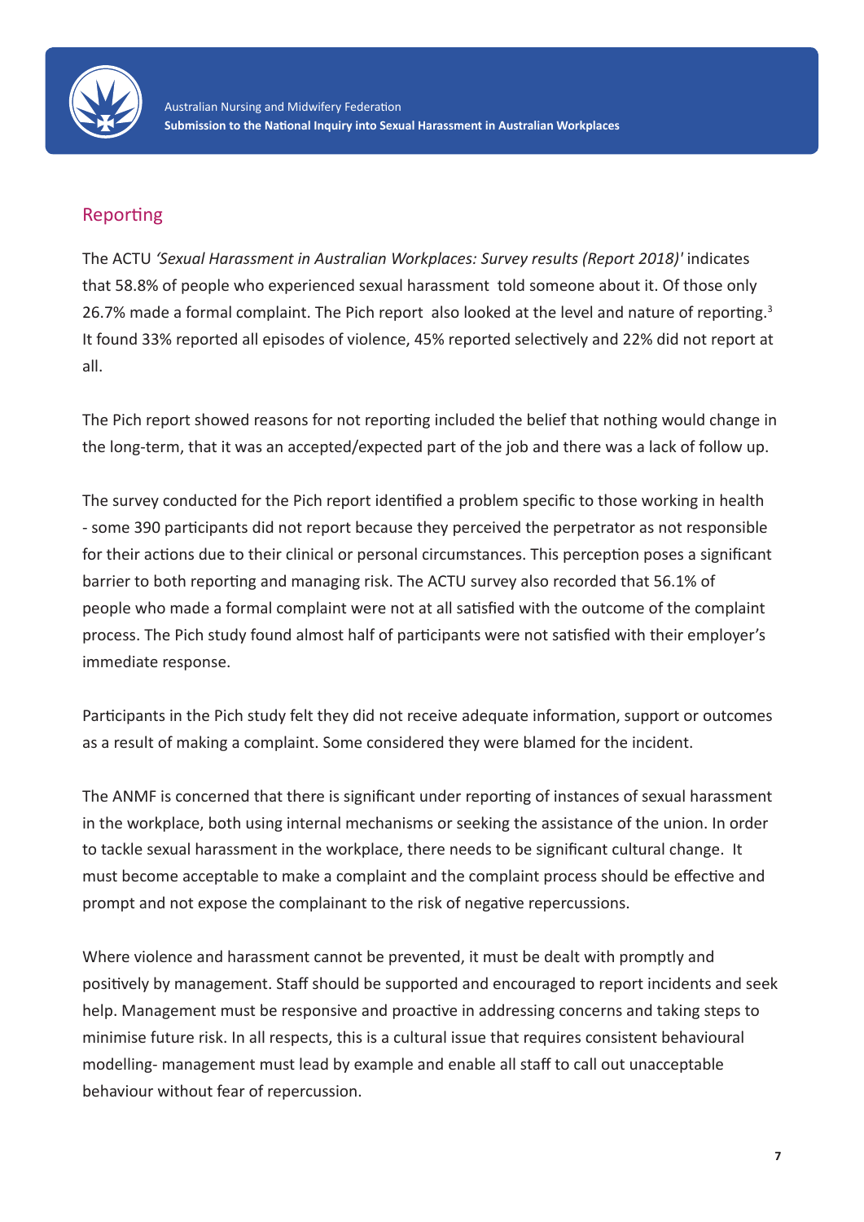## Reporting

The ACTU *'Sexual Harassment in Australian Workplaces: Survey results (Report 2018)'* indicates that 58.8% of people who experienced sexual harassment told someone about it. Of those only 26.7% made a formal complaint. The Pich report also looked at the level and nature of reporting.[3] It found 33% reported all episodes of violence, 45% reported selectively and 22% did not report at all.

The Pich report showed reasons for not reporting included the belief that nothing would change in the long-term, that it was an accepted/expected part of the job and there was a lack of follow up.

The survey conducted for the Pich report identified a problem specific to those working in health - some 390 participants did not report because they perceived the perpetrator as not responsible for their actions due to their clinical or personal circumstances. This perception poses a significant barrier to both reporting and managing risk. The ACTU survey also recorded that 56.1% of people who made a formal complaint were not at all satisfied with the outcome of the complaint process. The Pich study found almost half of participants were not satisfied with their employer's immediate response.

Participants in the Pich study felt they did not receive adequate information, support or outcomes as a result of making a complaint. Some considered they were blamed for the incident.

The ANMF is concerned that there is significant under reporting of instances of sexual harassment in the workplace, both using internal mechanisms or seeking the assistance of the union. In order to tackle sexual harassment in the workplace, there needs to be significant cultural change. It must become acceptable to make a complaint and the complaint process should be effective and prompt and not expose the complainant to the risk of negative repercussions.

Where violence and harassment cannot be prevented, it must be dealt with promptly and positively by management. Staff should be supported and encouraged to report incidents and seek help. Management must be responsive and proactive in addressing concerns and taking steps to minimise future risk. In all respects, this is a cultural issue that requires consistent behavioural modelling- management must lead by example and enable all staff to call out unacceptable behaviour without fear of repercussion.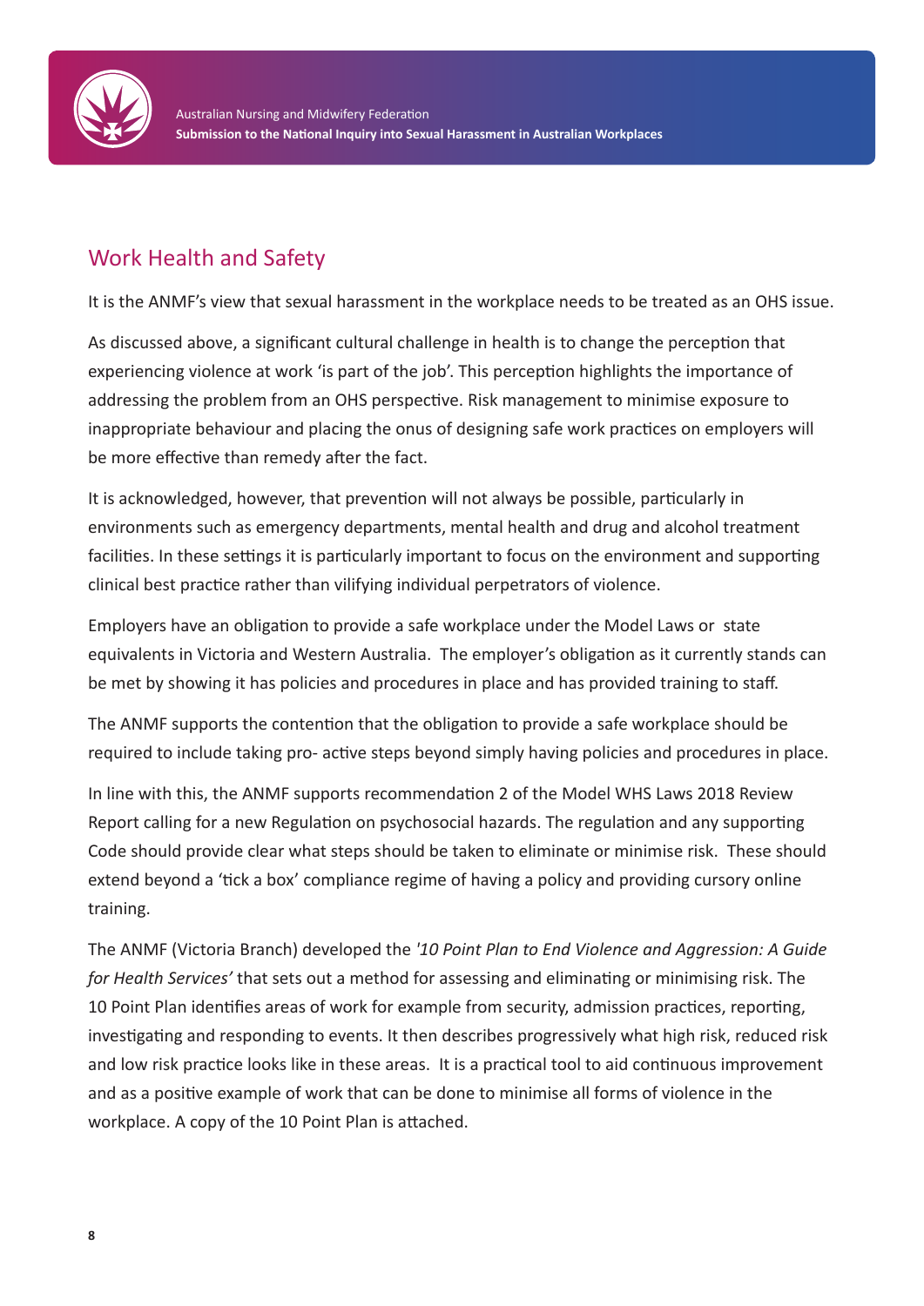## Work Health and Safety

It is the ANMF's view that sexual harassment in the workplace needs to be treated as an OHS issue.

As discussed above, a significant cultural challenge in health is to change the perception that experiencing violence at work 'is part of the job'. This perception highlights the importance of addressing the problem from an OHS perspective. Risk management to minimise exposure to inappropriate behaviour and placing the onus of designing safe work practices on employers will be more effective than remedy after the fact.

It is acknowledged, however, that prevention will not always be possible, particularly in environments such as emergency departments, mental health and drug and alcohol treatment facilities. In these settings it is particularly important to focus on the environment and supporting clinical best practice rather than vilifying individual perpetrators of violence.

Employers have an obligation to provide a safe workplace under the Model Laws or state equivalents in Victoria and Western Australia. The employer's obligation as it currently stands can be met by showing it has policies and procedures in place and has provided training to staff.

The ANMF supports the contention that the obligation to provide a safe workplace should be required to include taking pro- active steps beyond simply having policies and procedures in place.

In line with this, the ANMF supports recommendation 2 of the Model WHS Laws 2018 Review Report calling for a new Regulation on psychosocial hazards. The regulation and any supporting Code should provide clear what steps should be taken to eliminate or minimise risk. These should extend beyond a 'tick a box' compliance regime of having a policy and providing cursory online training.

The ANMF (Victoria Branch) developed the *'10 Point Plan to End Violence and Aggression: A Guide for Health Services'* that sets out a method for assessing and eliminating or minimising risk. The 10 Point Plan identifies areas of work for example from security, admission practices, reporting, investigating and responding to events. It then describes progressively what high risk, reduced risk and low risk practice looks like in these areas. It is a practical tool to aid continuous improvement and as a positive example of work that can be done to minimise all forms of violence in the workplace. A copy of the 10 Point Plan is attached.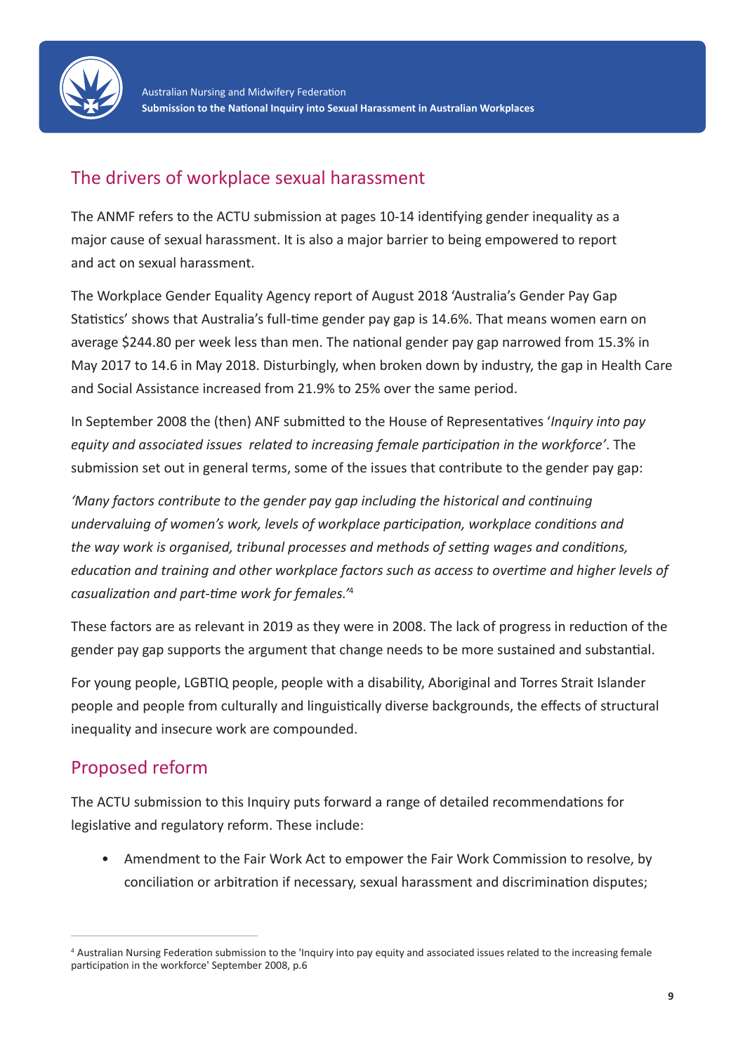## The drivers of workplace sexual harassment

The ANMF refers to the ACTU submission at pages 10-14 identifying gender inequality as a major cause of sexual harassment. It is also a major barrier to being empowered to report and act on sexual harassment.

The Workplace Gender Equality Agency report of August 2018 'Australia's Gender Pay Gap Statistics' shows that Australia's full-time gender pay gap is 14.6%. That means women earn on average $244.80 per week less than men. The national gender pay gap narrowed from 15.3% in May 2017 to 14.6 in May 2018. Disturbingly, when broken down by industry, the gap in Health Care and Social Assistance increased from 21.9% to 25% over the same period.

In September 2008 the (then) ANF submitted to the House of Representatives '*Inquiry into pay equity and associated issues related to increasing female participation in the workforce'*. The submission set out in general terms, some of the issues that contribute to the gender pay gap:

*'Many factors contribute to the gender pay gap including the historical and continuing undervaluing of women's work, levels of workplace participation, workplace conditions and the way work is organised, tribunal processes and methods of setting wages and conditions, education and training and other workplace factors such as access to overtime and higher levels of casualization and part-time work for females.'*[4]

These factors are as relevant in 2019 as they were in 2008. The lack of progress in reduction of the gender pay gap supports the argument that change needs to be more sustained and substantial.

For young people, LGBTIQ people, people with a disability, Aboriginal and Torres Strait Islander people and people from culturally and linguistically diverse backgrounds, the effects of structural inequality and insecure work are compounded.

## Proposed reform

The ACTU submission to this Inquiry puts forward a range of detailed recommendations for legislative and regulatory reform. These include:

- Amendment to the Fair Work Act to empower the Fair Work Commission to resolve, by conciliation or arbitration if necessary, sexual harassment and discrimination disputes;

---

[4] Australian Nursing Federation submission to the 'Inquiry into pay equity and associated issues related to the increasing female participation in the workforce' September 2008, p.6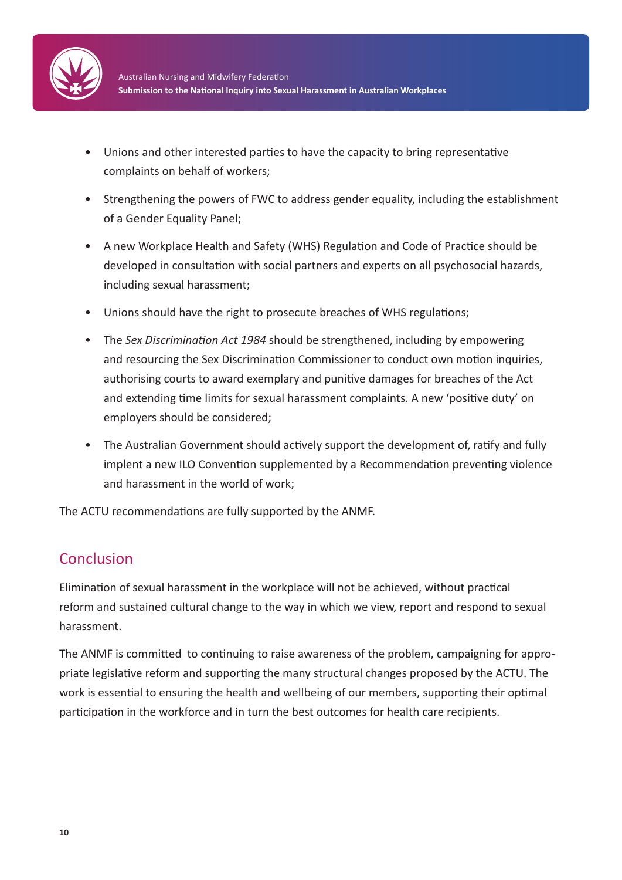- Unions and other interested parties to have the capacity to bring representative complaints on behalf of workers;
- Strengthening the powers of FWC to address gender equality, including the establishment of a Gender Equality Panel;
- A new Workplace Health and Safety (WHS) Regulation and Code of Practice should be developed in consultation with social partners and experts on all psychosocial hazards, including sexual harassment;
- Unions should have the right to prosecute breaches of WHS regulations;
- The *Sex Discrimination Act 1984* should be strengthened, including by empowering and resourcing the Sex Discrimination Commissioner to conduct own motion inquiries, authorising courts to award exemplary and punitive damages for breaches of the Act and extending time limits for sexual harassment complaints. A new 'positive duty' on employers should be considered;
- The Australian Government should actively support the development of, ratify and fully implement a new ILO Convention supplemented by a Recommendation preventing violence and harassment in the world of work;

The ACTU recommendations are fully supported by the ANMF.

## Conclusion

Elimination of sexual harassment in the workplace will not be achieved, without practical reform and sustained cultural change to the way in which we view, report and respond to sexual harassment.

The ANMF is committed  to continuing to raise awareness of the problem, campaigning for appropriate legislative reform and supporting the many structural changes proposed by the ACTU. The work is essential to ensuring the health and wellbeing of our members, supporting their optimal participation in the workforce and in turn the best outcomes for health care recipients.